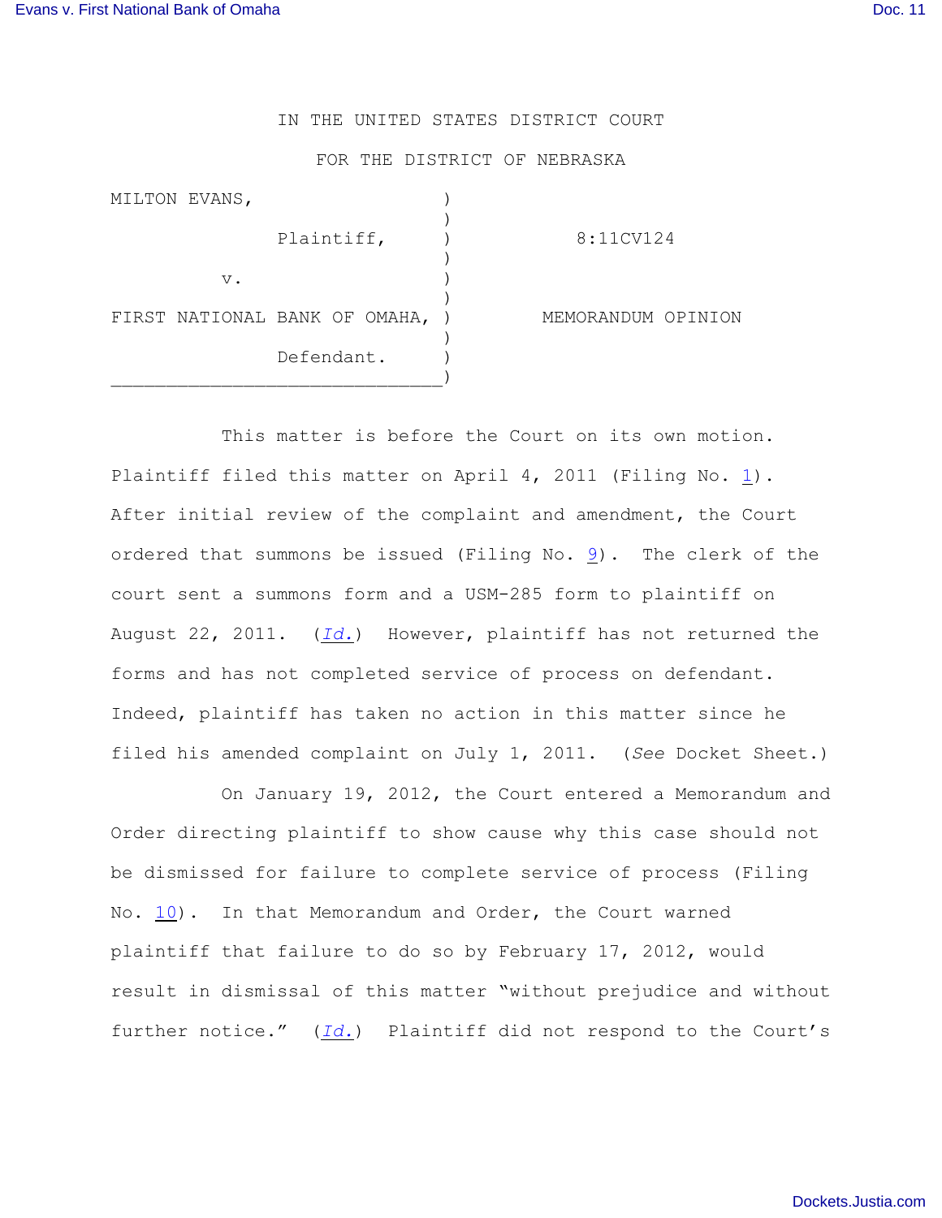IN THE UNITED STATES DISTRICT COURT

FOR THE DISTRICT OF NEBRASKA

| | | |
|---|---|---|
| MILTON EVANS, | ) | |
| Plaintiff, | ) | 8:11CV124 |
| v. | ) | |
| FIRST NATIONAL BANK OF OMAHA, | ) | MEMORANDUM OPINION |
| Defendant. | ) | |

This matter is before the Court on its own motion. Plaintiff filed this matter on April 4, 2011 (Filing No. 1). After initial review of the complaint and amendment, the Court ordered that summons be issued (Filing No. 9). The clerk of the court sent a summons form and a USM-285 form to plaintiff on August 22, 2011. (*Id.*) However, plaintiff has not returned the forms and has not completed service of process on defendant. Indeed, plaintiff has taken no action in this matter since he filed his amended complaint on July 1, 2011. (*See* Docket Sheet.)

On January 19, 2012, the Court entered a Memorandum and Order directing plaintiff to show cause why this case should not be dismissed for failure to complete service of process (Filing No. 10). In that Memorandum and Order, the Court warned plaintiff that failure to do so by February 17, 2012, would result in dismissal of this matter "without prejudice and without further notice." (*Id.*) Plaintiff did not respond to the Court's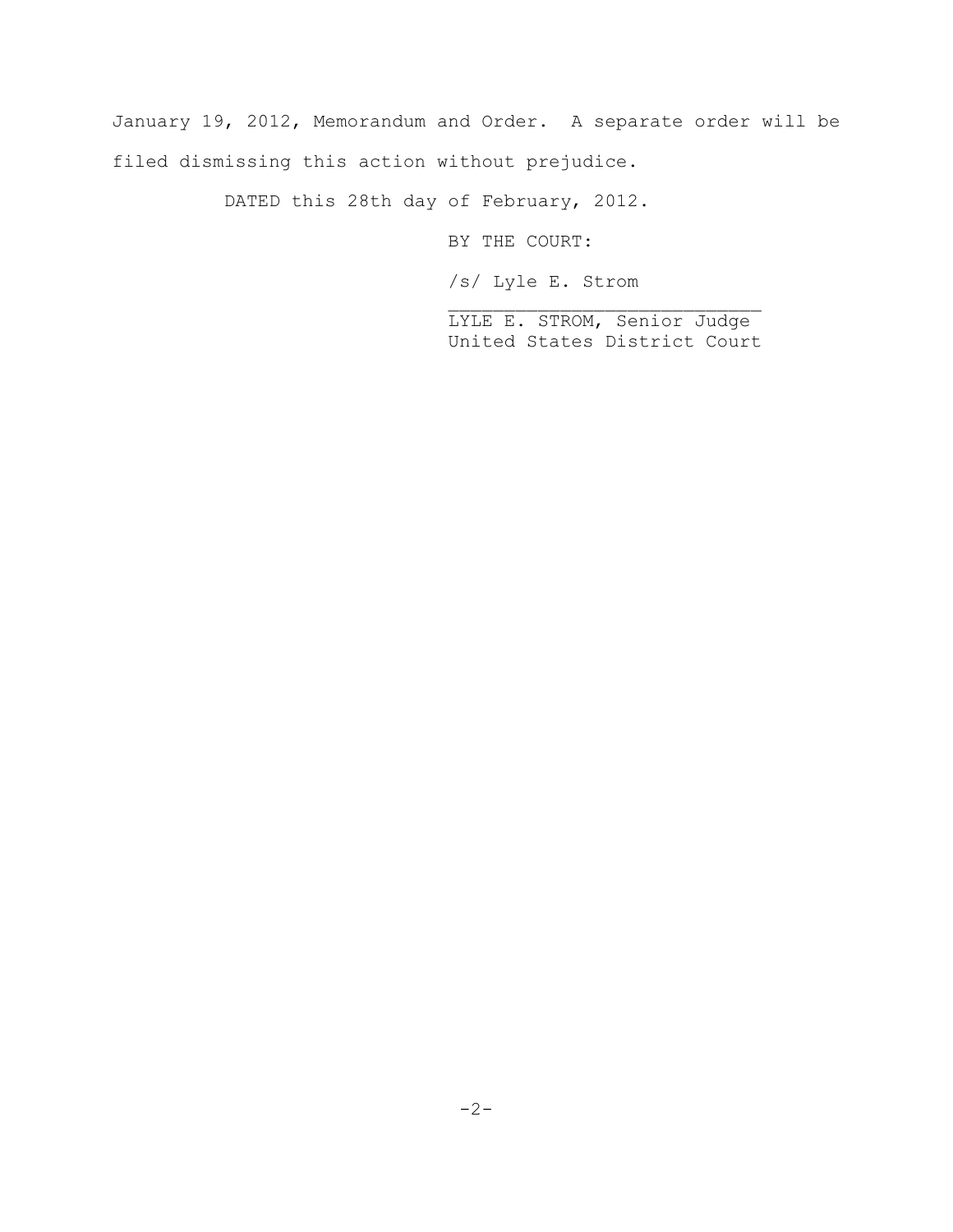January 19, 2012, Memorandum and Order. A separate order will be filed dismissing this action without prejudice.

DATED this 28th day of February, 2012.

BY THE COURT:

/s/ Lyle E. Strom

LYLE E. STROM, Senior Judge
United States District Court